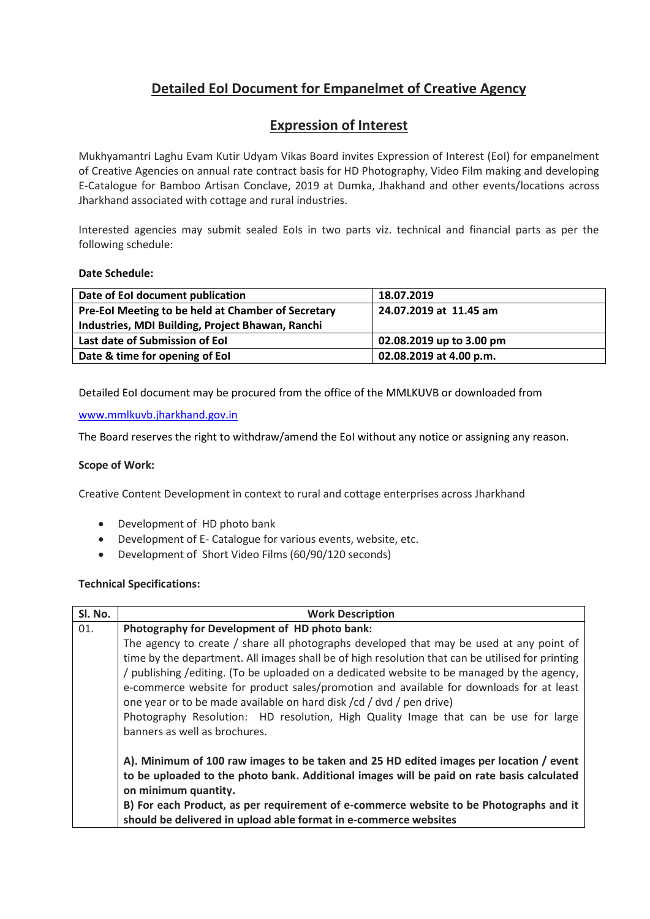# Detailed EoI Document for Empanelmet of Creative Agency

## Expression of Interest

Mukhyamantri Laghu Evam Kutir Udyam Vikas Board invites Expression of Interest (EoI) for empanelment of Creative Agencies on annual rate contract basis for HD Photography, Video Film making and developing E-Catalogue for Bamboo Artisan Conclave, 2019 at Dumka, Jhakhand and other events/locations across Jharkhand associated with cottage and rural industries.

Interested agencies may submit sealed EoIs in two parts viz. technical and financial parts as per the following schedule:

**Date Schedule:**

| | |
|---|---|
| **Date of EoI document publication** | **18.07.2019** |
| **Pre-EoI Meeting to be held at Chamber of Secretary Industries, MDI Building, Project Bhawan, Ranchi** | **24.07.2019 at 11.45 am** |
| **Last date of Submission of EoI** | **02.08.2019 up to 3.00 pm** |
| **Date & time for opening of EoI** | **02.08.2019 at 4.00 p.m.** |

Detailed EoI document may be procured from the office of the MMLKUVB or downloaded from

www.mmlkuvb.jharkhand.gov.in

The Board reserves the right to withdraw/amend the EoI without any notice or assigning any reason.

**Scope of Work:**

Creative Content Development in context to rural and cottage enterprises across Jharkhand

- Development of HD photo bank
- Development of E- Catalogue for various events, website, etc.
- Development of Short Video Films (60/90/120 seconds)

**Technical Specifications:**

| Sl. No. | Work Description |
|---|---|
| 01. | **Photography for Development of HD photo bank:**<br>The agency to create / share all photographs developed that may be used at any point of time by the department. All images shall be of high resolution that can be utilised for printing / publishing /editing. (To be uploaded on a dedicated website to be managed by the agency, e-commerce website for product sales/promotion and available for downloads for at least one year or to be made available on hard disk /cd / dvd / pen drive)<br>Photography Resolution: HD resolution, High Quality Image that can be use for large banners as well as brochures.<br><br>**A). Minimum of 100 raw images to be taken and 25 HD edited images per location / event to be uploaded to the photo bank. Additional images will be paid on rate basis calculated on minimum quantity.**<br>**B) For each Product, as per requirement of e-commerce website to be Photographs and it should be delivered in upload able format in e-commerce websites** |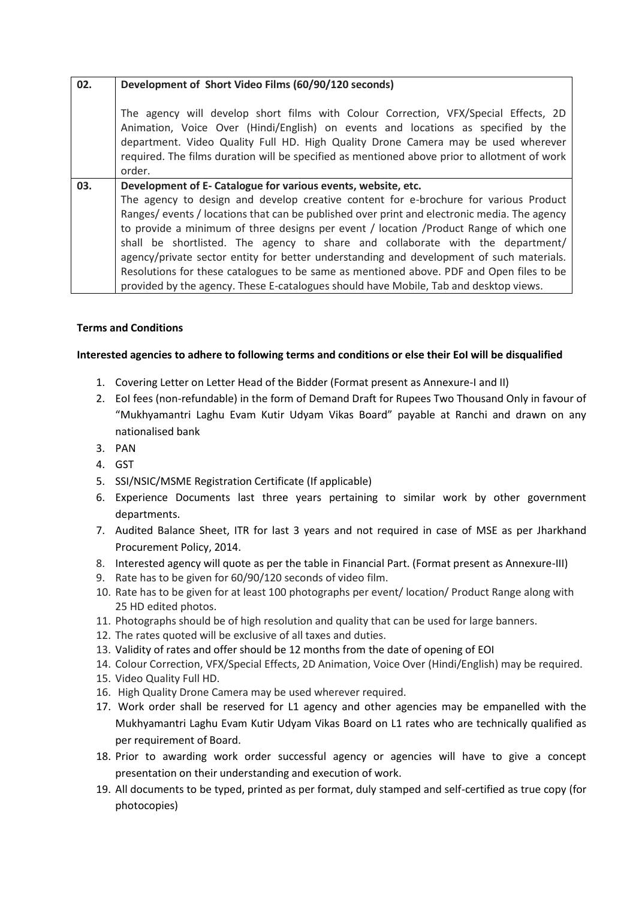| 02. | **Development of Short Video Films (60/90/120 seconds)**<br><br>The agency will develop short films with Colour Correction, VFX/Special Effects, 2D Animation, Voice Over (Hindi/English) on events and locations as specified by the department. Video Quality Full HD. High Quality Drone Camera may be used wherever required. The films duration will be specified as mentioned above prior to allotment of work order. |
|---|---|
| 03. | **Development of E- Catalogue for various events, website, etc.**<br>The agency to design and develop creative content for e-brochure for various Product Ranges/ events / locations that can be published over print and electronic media. The agency to provide a minimum of three designs per event / location /Product Range of which one shall be shortlisted. The agency to share and collaborate with the department/ agency/private sector entity for better understanding and development of such materials. Resolutions for these catalogues to be same as mentioned above. PDF and Open files to be provided by the agency. These E-catalogues should have Mobile, Tab and desktop views. |

**Terms and Conditions**

**Interested agencies to adhere to following terms and conditions or else their EoI will be disqualified**

1. Covering Letter on Letter Head of the Bidder (Format present as Annexure-I and II)
2. EoI fees (non-refundable) in the form of Demand Draft for Rupees Two Thousand Only in favour of "Mukhyamantri Laghu Evam Kutir Udyam Vikas Board" payable at Ranchi and drawn on any nationalised bank
3. PAN
4. GST
5. SSI/NSIC/MSME Registration Certificate (If applicable)
6. Experience Documents last three years pertaining to similar work by other government departments.
7. Audited Balance Sheet, ITR for last 3 years and not required in case of MSE as per Jharkhand Procurement Policy, 2014.
8. Interested agency will quote as per the table in Financial Part. (Format present as Annexure-III)
9. Rate has to be given for 60/90/120 seconds of video film.
10. Rate has to be given for at least 100 photographs per event/ location/ Product Range along with 25 HD edited photos.
11. Photographs should be of high resolution and quality that can be used for large banners.
12. The rates quoted will be exclusive of all taxes and duties.
13. Validity of rates and offer should be 12 months from the date of opening of EOI
14. Colour Correction, VFX/Special Effects, 2D Animation, Voice Over (Hindi/English) may be required.
15. Video Quality Full HD.
16. High Quality Drone Camera may be used wherever required.
17. Work order shall be reserved for L1 agency and other agencies may be empanelled with the Mukhyamantri Laghu Evam Kutir Udyam Vikas Board on L1 rates who are technically qualified as per requirement of Board.
18. Prior to awarding work order successful agency or agencies will have to give a concept presentation on their understanding and execution of work.
19. All documents to be typed, printed as per format, duly stamped and self-certified as true copy (for photocopies)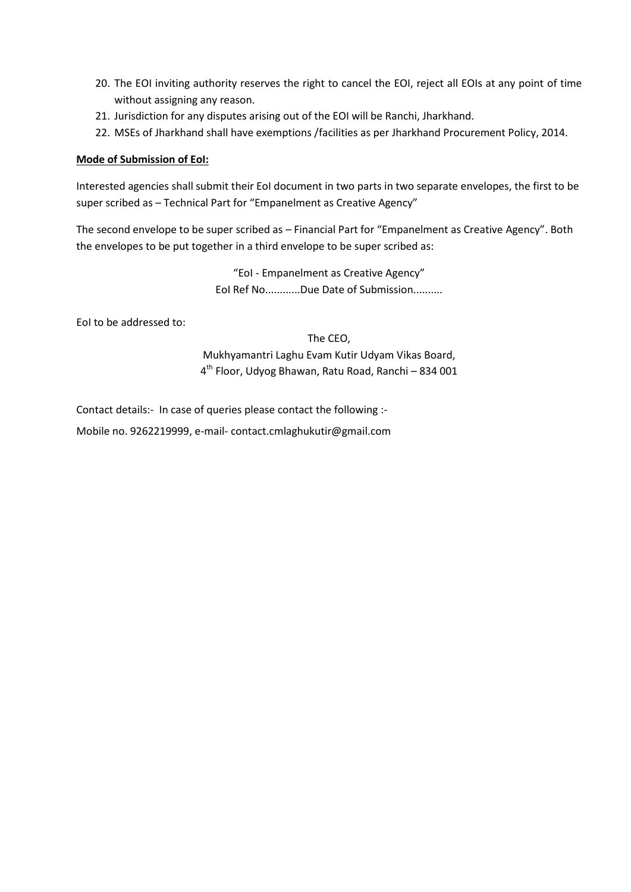20. The EOI inviting authority reserves the right to cancel the EOI, reject all EOIs at any point of time without assigning any reason.
21. Jurisdiction for any disputes arising out of the EOI will be Ranchi, Jharkhand.
22. MSEs of Jharkhand shall have exemptions /facilities as per Jharkhand Procurement Policy, 2014.

**Mode of Submission of EoI:**

Interested agencies shall submit their EoI document in two parts in two separate envelopes, the first to be super scribed as – Technical Part for "Empanelment as Creative Agency"

The second envelope to be super scribed as – Financial Part for "Empanelment as Creative Agency". Both the envelopes to be put together in a third envelope to be super scribed as:

"EoI - Empanelment as Creative Agency"
EoI Ref No............Due Date of Submission..........

EoI to be addressed to:

The CEO,
Mukhyamantri Laghu Evam Kutir Udyam Vikas Board,
4th Floor, Udyog Bhawan, Ratu Road, Ranchi – 834 001

Contact details:- In case of queries please contact the following :-

Mobile no. 9262219999, e-mail- contact.cmlaghukutir@gmail.com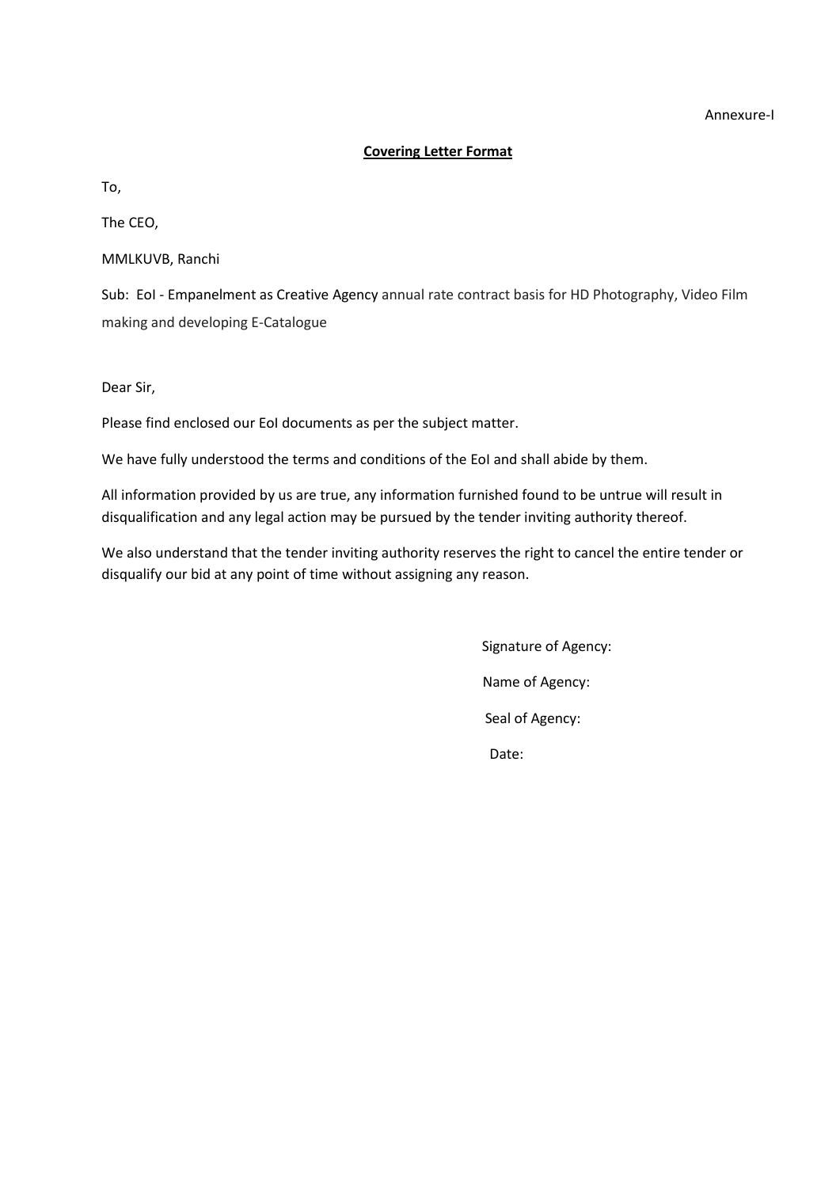Annexure-I

**Covering Letter Format**

To,

The CEO,

MMLKUVB, Ranchi

Sub: EoI - Empanelment as Creative Agency annual rate contract basis for HD Photography, Video Film making and developing E-Catalogue

Dear Sir,

Please find enclosed our EoI documents as per the subject matter.

We have fully understood the terms and conditions of the EoI and shall abide by them.

All information provided by us are true, any information furnished found to be untrue will result in disqualification and any legal action may be pursued by the tender inviting authority thereof.

We also understand that the tender inviting authority reserves the right to cancel the entire tender or disqualify our bid at any point of time without assigning any reason.

Signature of Agency:

Name of Agency:

Seal of Agency:

Date: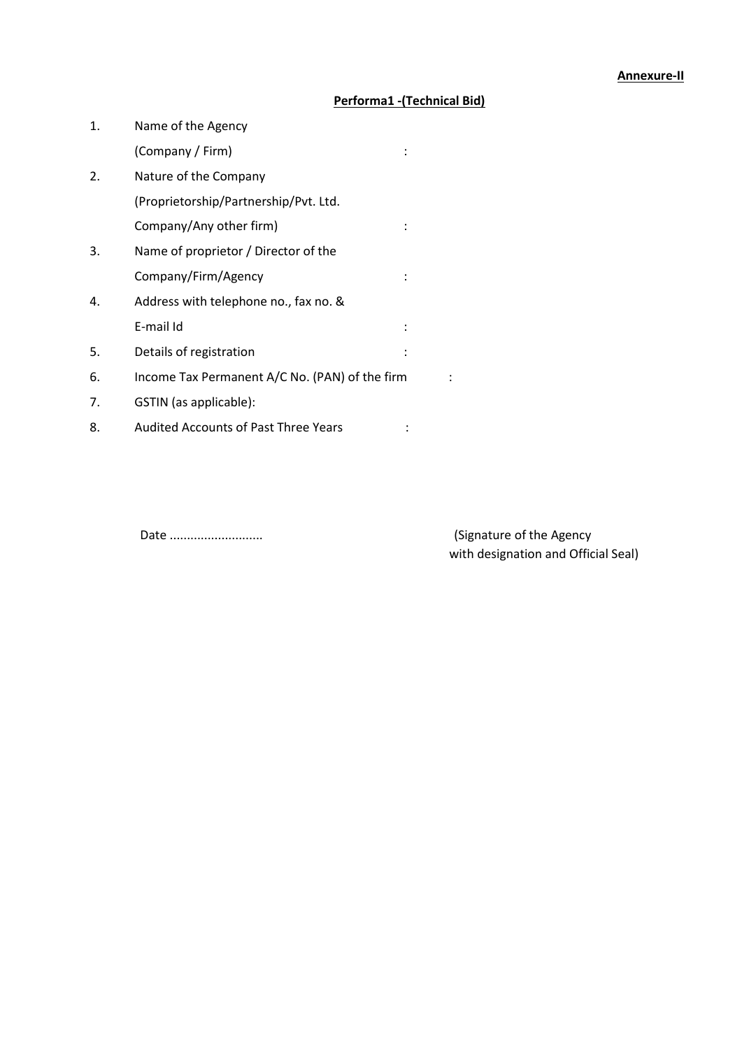**Annexure-II**

**Performa1 -(Technical Bid)**

1. Name of the Agency (Company / Firm) :
2. Nature of the Company (Proprietorship/Partnership/Pvt. Ltd. Company/Any other firm) :
3. Name of proprietor / Director of the Company/Firm/Agency :
4. Address with telephone no., fax no. & E-mail Id :
5. Details of registration :
6. Income Tax Permanent A/C No. (PAN) of the firm :
7. GSTIN (as applicable):
8. Audited Accounts of Past Three Years :

Date ...........................

(Signature of the Agency with designation and Official Seal)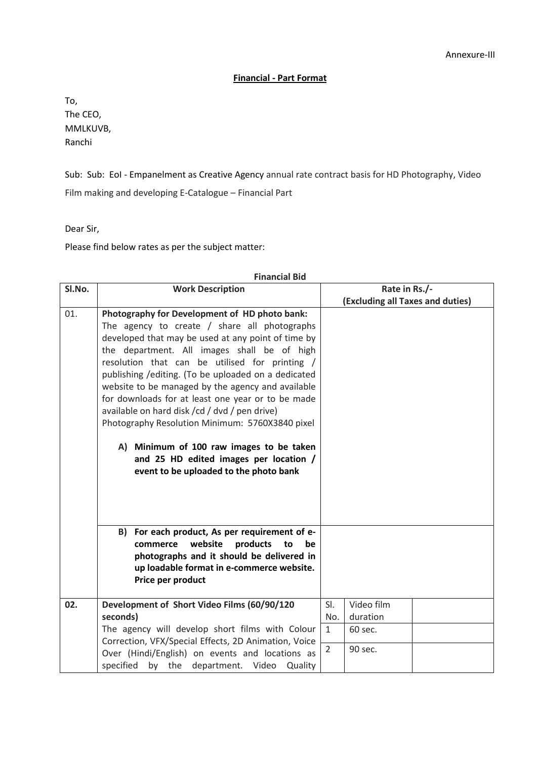Annexure-III

## Financial - Part Format

To,
The CEO,
MMLKUVB,
Ranchi

Sub: Sub: EoI - Empanelment as Creative Agency annual rate contract basis for HD Photography, Video Film making and developing E-Catalogue – Financial Part

Dear Sir,

Please find below rates as per the subject matter:

**Financial Bid**

| Sl.No. | Work Description | Rate in Rs./- (Excluding all Taxes and duties) | | |
|---|---|---|---|---|
| 01. | **Photography for Development of HD photo bank:** The agency to create / share all photographs developed that may be used at any point of time by the department. All images shall be of high resolution that can be utilised for printing / publishing /editing. (To be uploaded on a dedicated website to be managed by the agency and available for downloads for at least one year or to be made available on hard disk /cd / dvd / pen drive) Photography Resolution Minimum: 5760X3840 pixel<br><br>**A) Minimum of 100 raw images to be taken and 25 HD edited images per location / event to be uploaded to the photo bank** | | | |
| | **B) For each product, As per requirement of e-commerce website products to be photographs and it should be delivered in up loadable format in e-commerce website. Price per product** | | | |
| **02.** | **Development of Short Video Films (60/90/120 seconds)** The agency will develop short films with Colour Correction, VFX/Special Effects, 2D Animation, Voice Over (Hindi/English) on events and locations as specified by the department. Video Quality | Sl. No. | Video film duration | |
| | | 1 | 60 sec. | |
| | | 2 | 90 sec. | |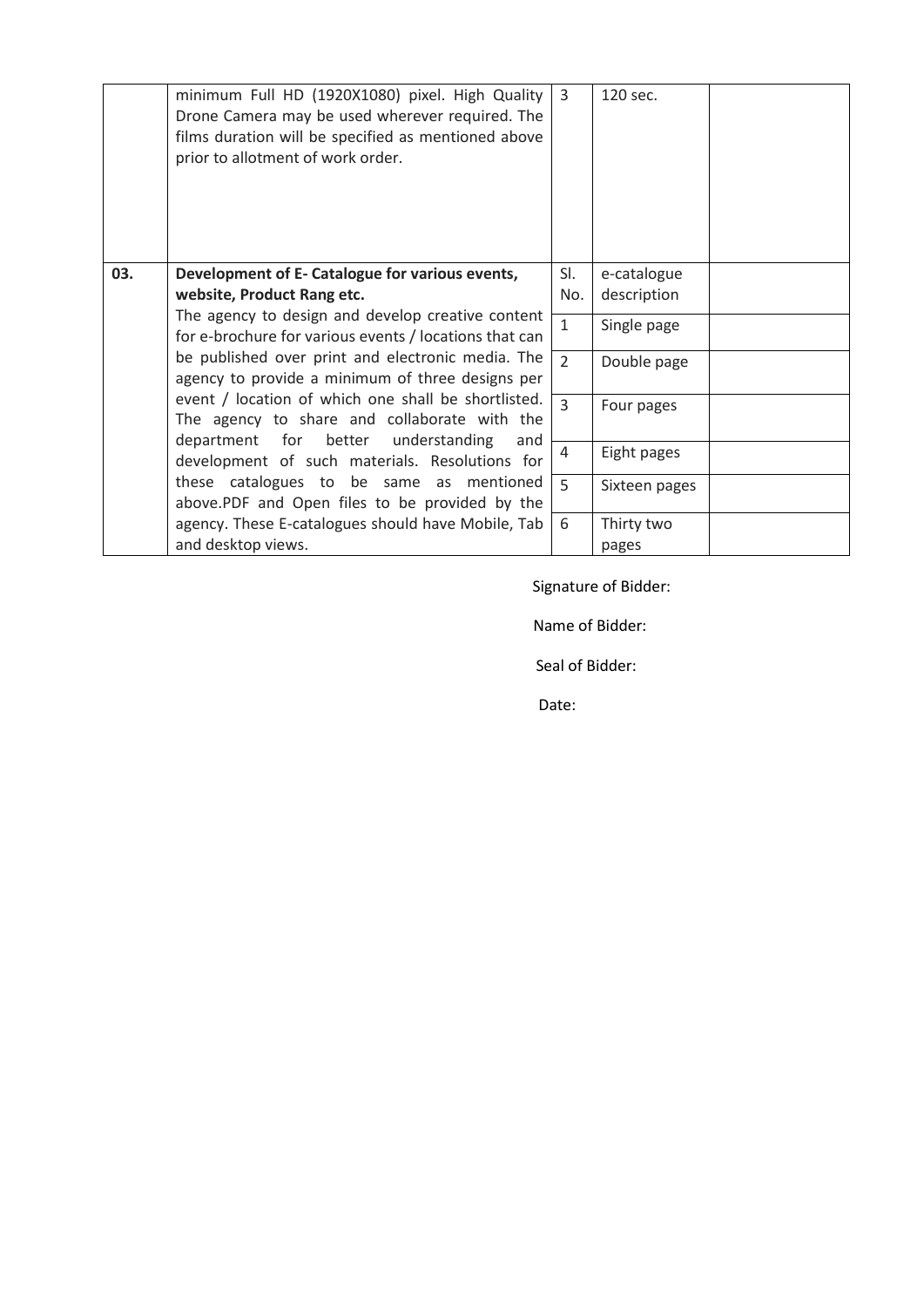| | | | | |
|---|---|---|---|---|
| | minimum Full HD (1920X1080) pixel. High Quality Drone Camera may be used wherever required. The films duration will be specified as mentioned above prior to allotment of work order. | 3 | 120 sec. | |
| 03. | **Development of E- Catalogue for various events, website, Product Rang etc.** The agency to design and develop creative content for e-brochure for various events / locations that can be published over print and electronic media. The agency to provide a minimum of three designs per event / location of which one shall be shortlisted. The agency to share and collaborate with the department for better understanding and development of such materials. Resolutions for these catalogues to be same as mentioned above.PDF and Open files to be provided by the agency. These E-catalogues should have Mobile, Tab and desktop views. | Sl. No. | e-catalogue description | |
| | | 1 | Single page | |
| | | 2 | Double page | |
| | | 3 | Four pages | |
| | | 4 | Eight pages | |
| | | 5 | Sixteen pages | |
| | | 6 | Thirty two pages | |

Signature of Bidder:

Name of Bidder:

Seal of Bidder:

Date: